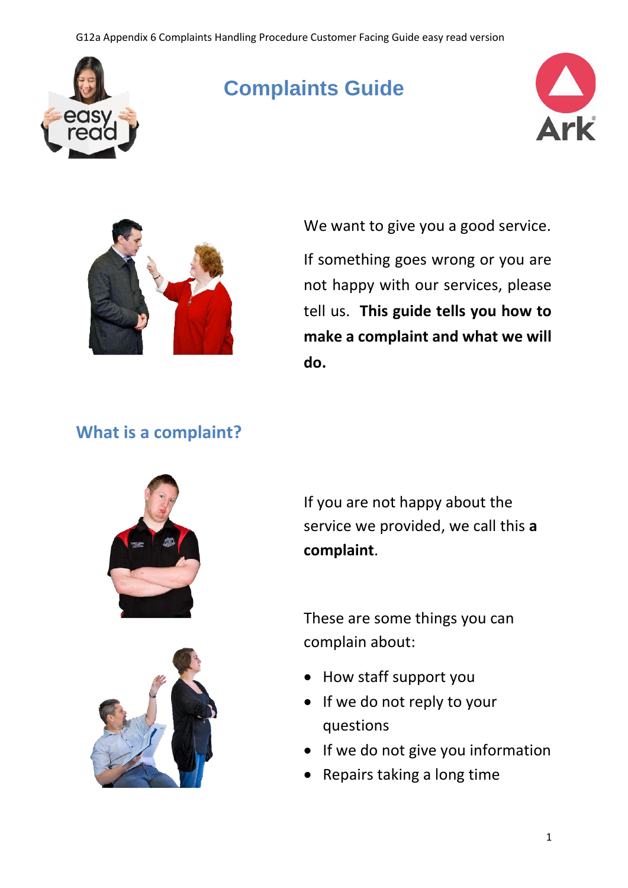# Complaints Guide

We want to give you a good service.

If something goes wrong or you are not happy with our services, please tell us. **This guide tells you how to make a complaint and what we will do.**

## What is a complaint?

If you are not happy about the service we provided, we call this **a complaint**.

These are some things you can complain about:

- How staff support you
- If we do not reply to your questions
- If we do not give you information
- Repairs taking a long time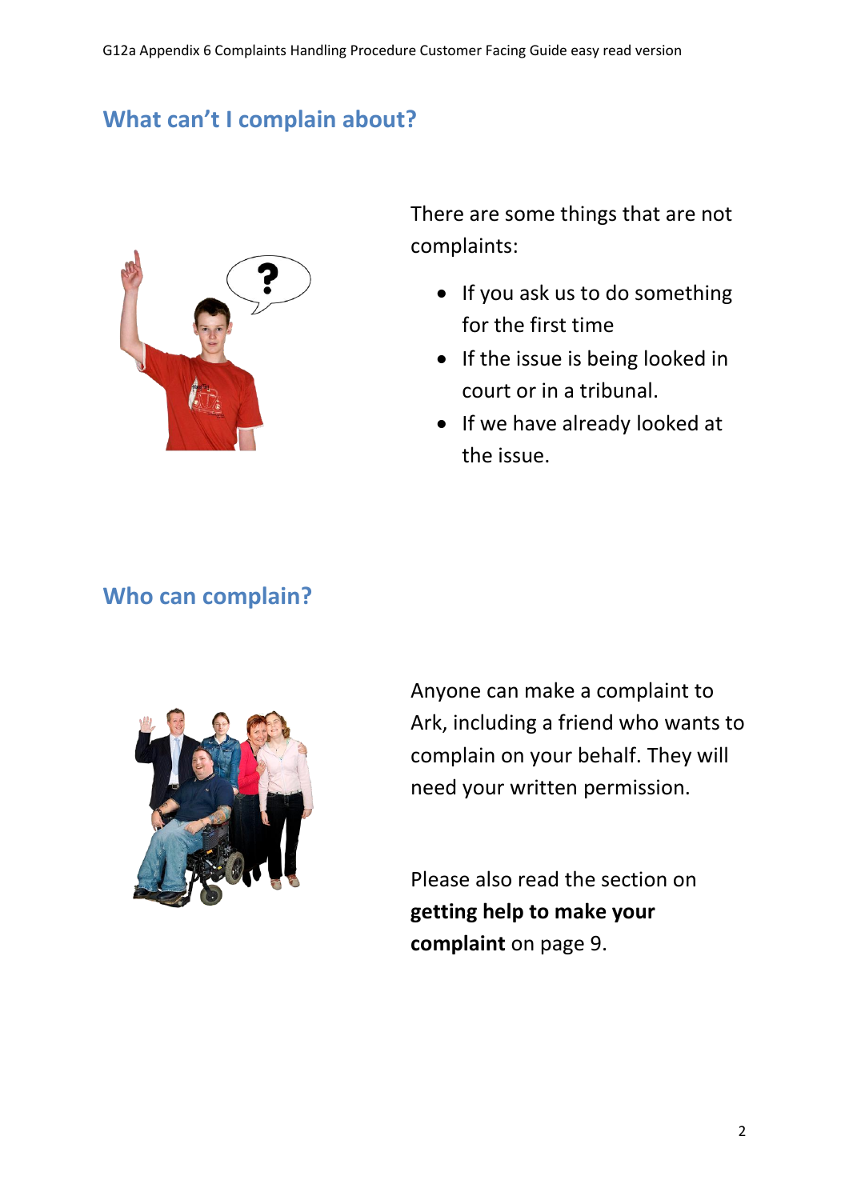## What can't I complain about?

There are some things that are not complaints:

- If you ask us to do something for the first time
- If the issue is being looked in court or in a tribunal.
- If we have already looked at the issue.

## Who can complain?

Anyone can make a complaint to Ark, including a friend who wants to complain on your behalf. They will need your written permission.

Please also read the section on **getting help to make your complaint** on page 9.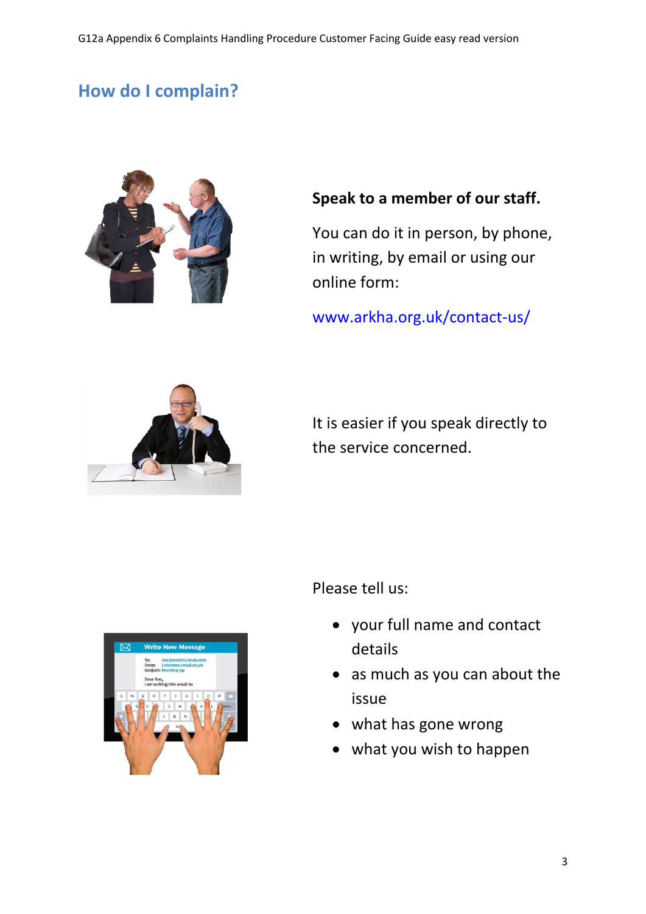## How do I complain?

**Speak to a member of our staff.**

You can do it in person, by phone, in writing, by email or using our online form:

www.arkha.org.uk/contact-us/

It is easier if you speak directly to the service concerned.

Please tell us:

- your full name and contact details
- as much as you can about the issue
- what has gone wrong
- what you wish to happen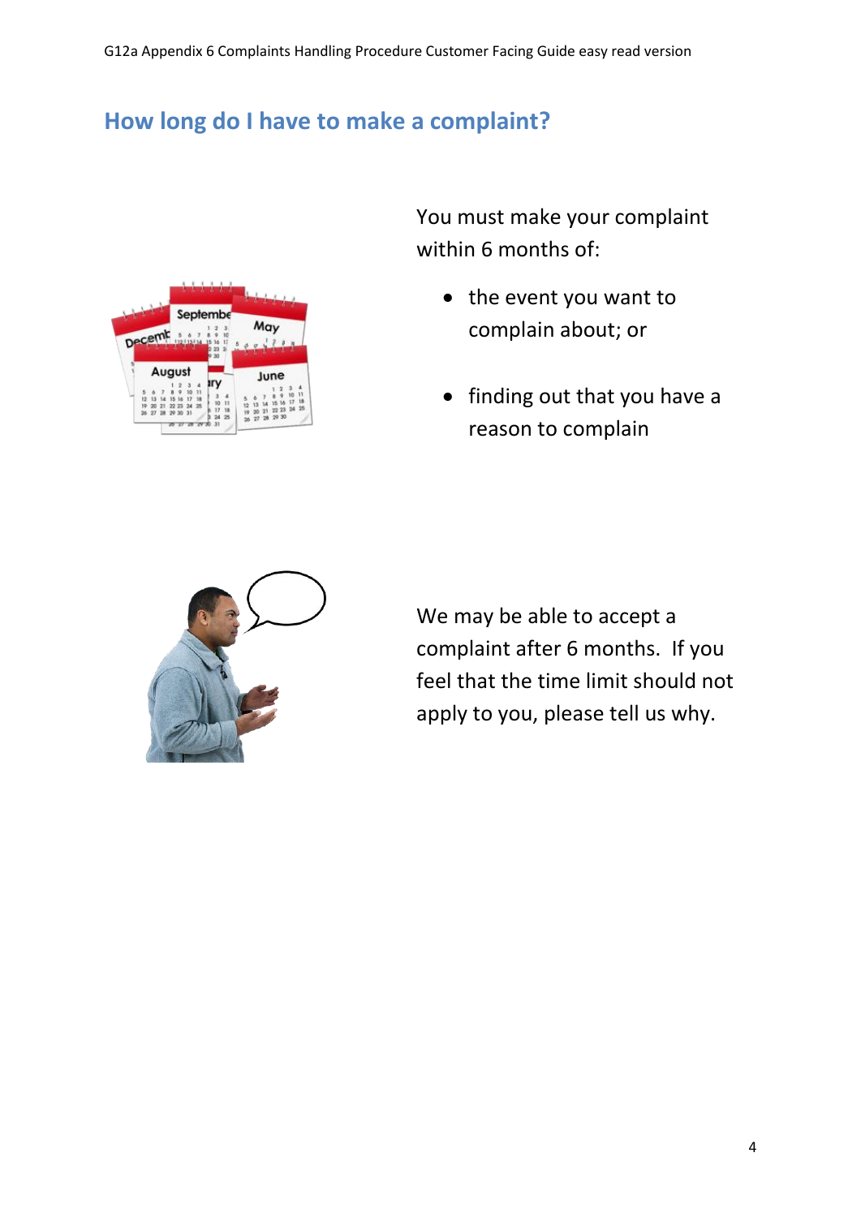## How long do I have to make a complaint?

You must make your complaint within 6 months of:

- the event you want to complain about; or
- finding out that you have a reason to complain

We may be able to accept a complaint after 6 months. If you feel that the time limit should not apply to you, please tell us why.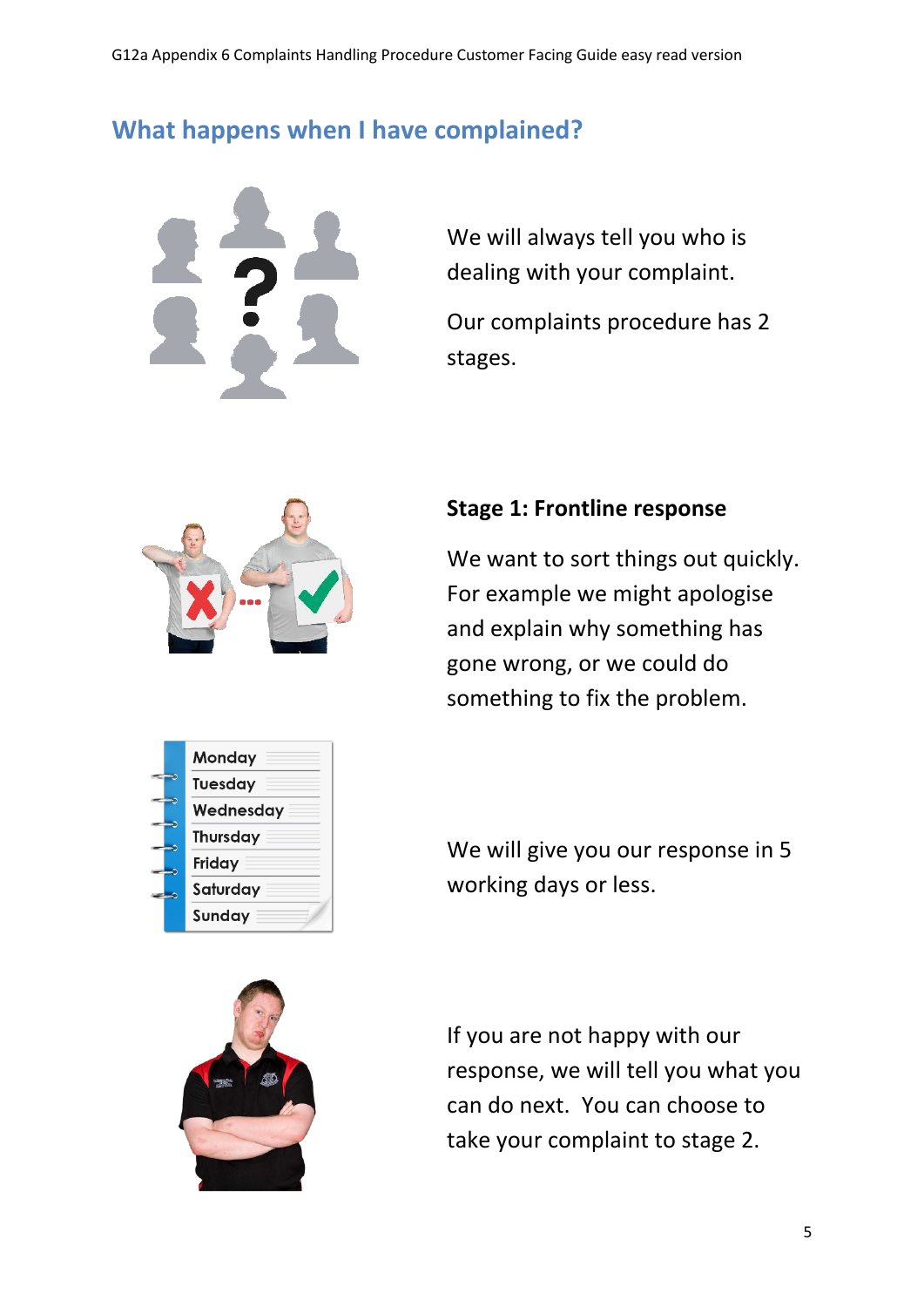## What happens when I have complained?

We will always tell you who is dealing with your complaint.

Our complaints procedure has 2 stages.

**Stage 1: Frontline response**

We want to sort things out quickly. For example we might apologise and explain why something has gone wrong, or we could do something to fix the problem.

We will give you our response in 5 working days or less.

If you are not happy with our response, we will tell you what you can do next. You can choose to take your complaint to stage 2.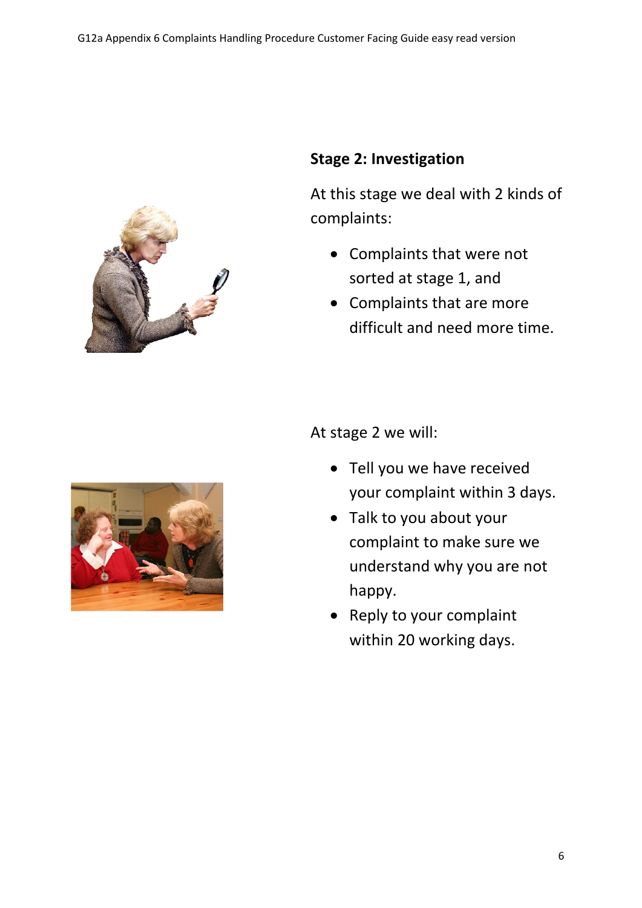## Stage 2: Investigation

At this stage we deal with 2 kinds of complaints:

- Complaints that were not sorted at stage 1, and
- Complaints that are more difficult and need more time.

At stage 2 we will:

- Tell you we have received your complaint within 3 days.
- Talk to you about your complaint to make sure we understand why you are not happy.
- Reply to your complaint within 20 working days.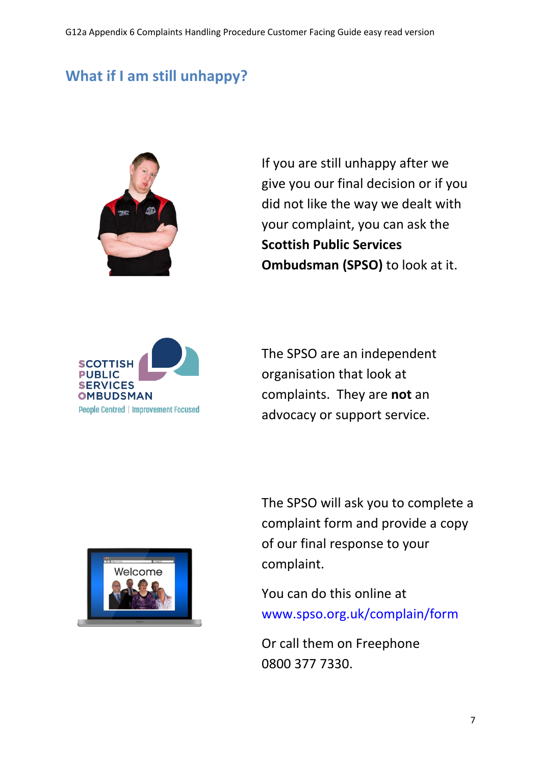## What if I am still unhappy?

If you are still unhappy after we give you our final decision or if you did not like the way we dealt with your complaint, you can ask the **Scottish Public Services Ombudsman (SPSO)** to look at it.

The SPSO are an independent organisation that look at complaints. They are **not** an advocacy or support service.

The SPSO will ask you to complete a complaint form and provide a copy of our final response to your complaint.

You can do this online at www.spso.org.uk/complain/form

Or call them on Freephone 0800 377 7330.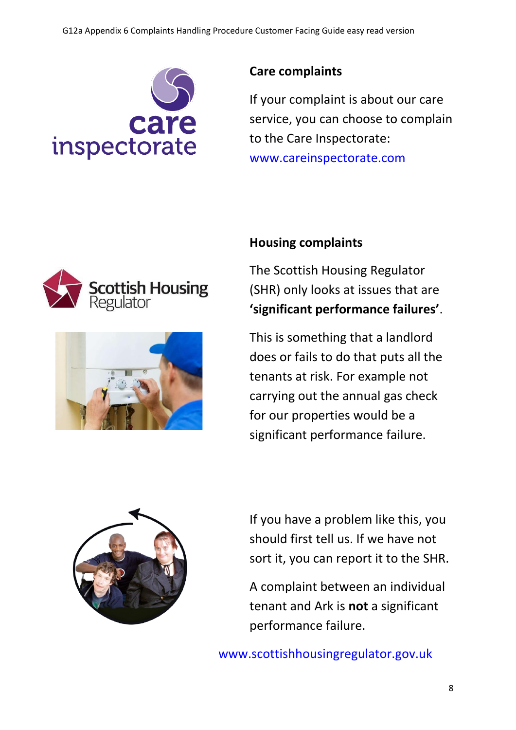## Care complaints

If your complaint is about our care service, you can choose to complain to the Care Inspectorate: www.careinspectorate.com

## Housing complaints

The Scottish Housing Regulator (SHR) only looks at issues that are **'significant performance failures'**.

This is something that a landlord does or fails to do that puts all the tenants at risk. For example not carrying out the annual gas check for our properties would be a significant performance failure.

If you have a problem like this, you should first tell us. If we have not sort it, you can report it to the SHR.

A complaint between an individual tenant and Ark is **not** a significant performance failure.

www.scottishhousingregulator.gov.uk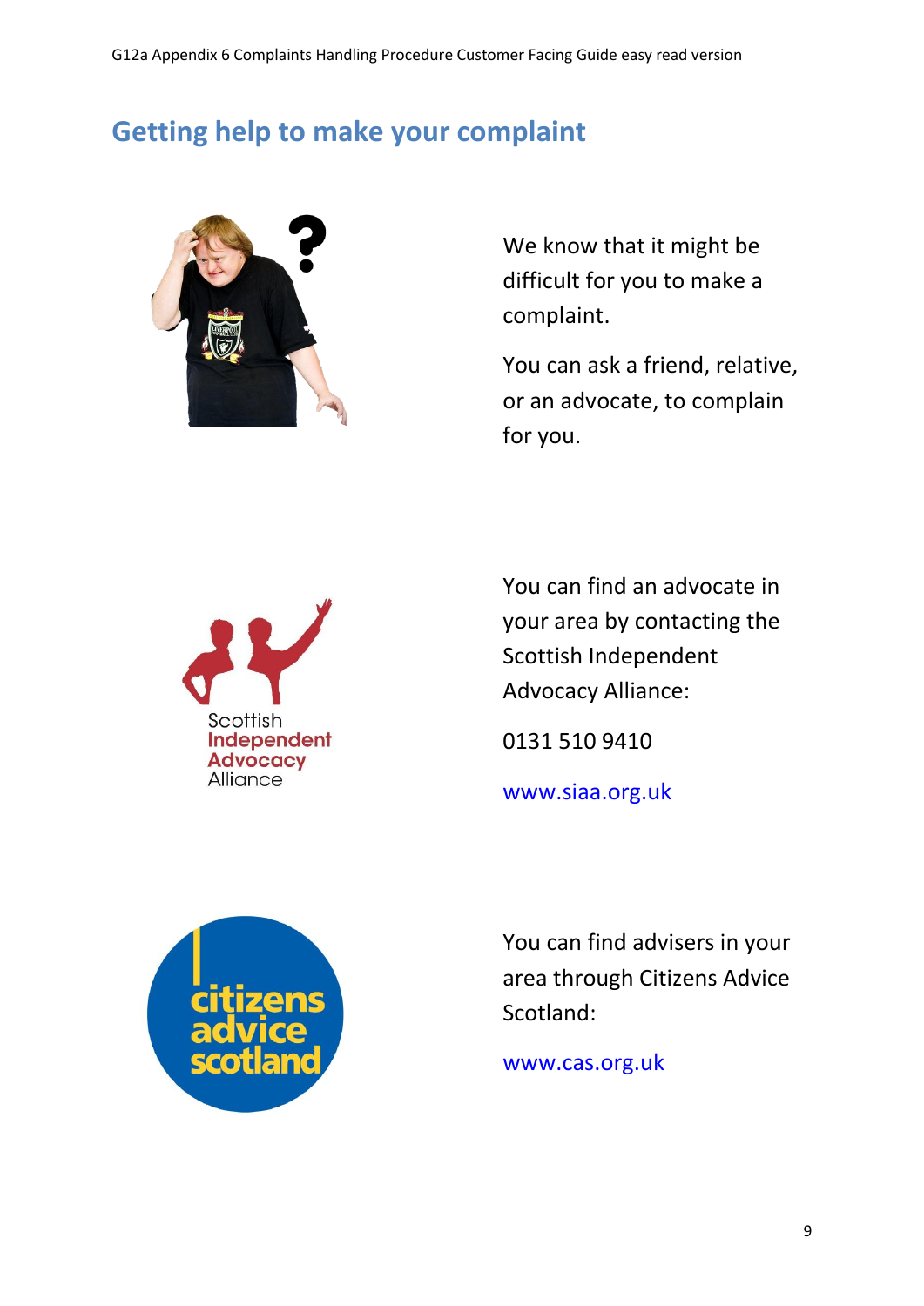## Getting help to make your complaint

We know that it might be difficult for you to make a complaint.

You can ask a friend, relative, or an advocate, to complain for you.

You can find an advocate in your area by contacting the Scottish Independent Advocacy Alliance:

0131 510 9410

www.siaa.org.uk

You can find advisers in your area through Citizens Advice Scotland:

www.cas.org.uk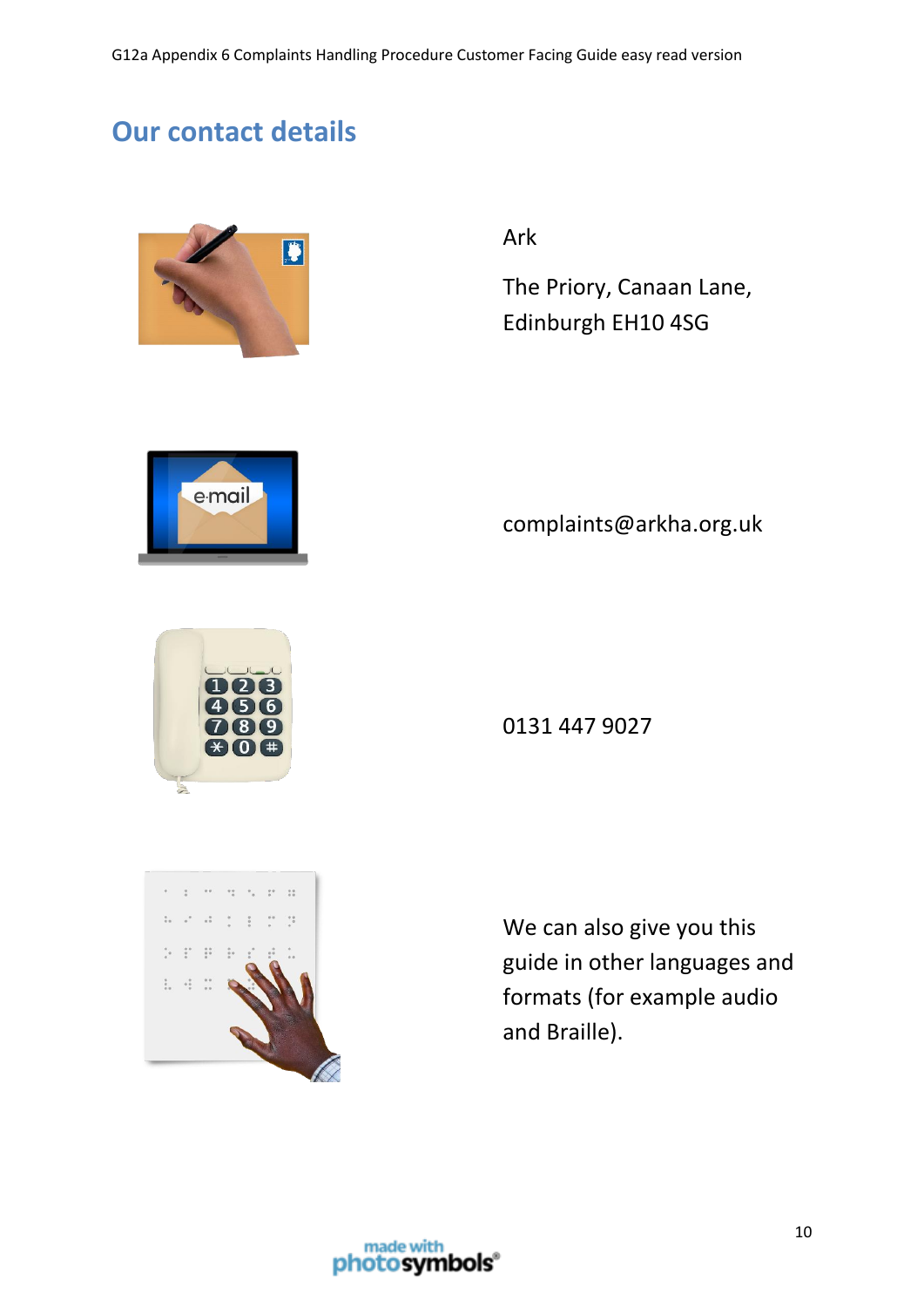## Our contact details

Ark

The Priory, Canaan Lane,
Edinburgh EH10 4SG

complaints@arkha.org.uk

0131 447 9027

We can also give you this guide in other languages and formats (for example audio and Braille).

made with photosymbols®